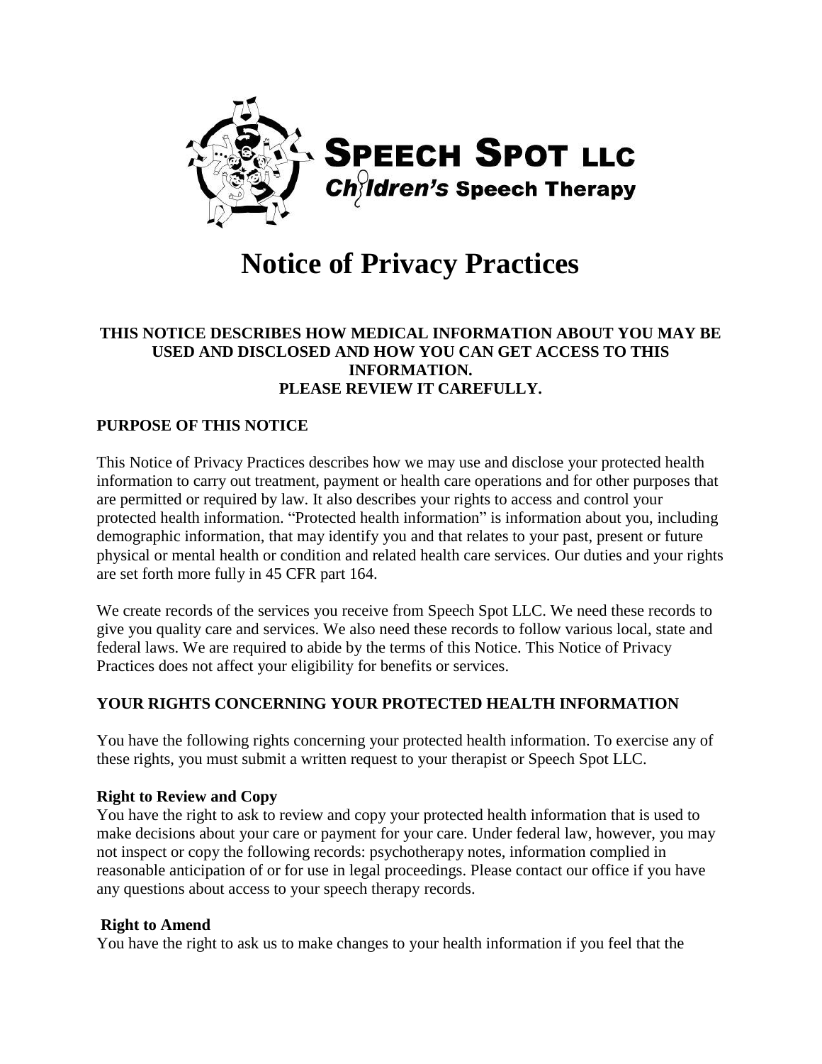**SPEECH SPOT LLC**
**Children's Speech Therapy**

# Notice of Privacy Practices

**THIS NOTICE DESCRIBES HOW MEDICAL INFORMATION ABOUT YOU MAY BE USED AND DISCLOSED AND HOW YOU CAN GET ACCESS TO THIS INFORMATION.**
**PLEASE REVIEW IT CAREFULLY.**

## PURPOSE OF THIS NOTICE

This Notice of Privacy Practices describes how we may use and disclose your protected health information to carry out treatment, payment or health care operations and for other purposes that are permitted or required by law. It also describes your rights to access and control your protected health information. "Protected health information" is information about you, including demographic information, that may identify you and that relates to your past, present or future physical or mental health or condition and related health care services. Our duties and your rights are set forth more fully in 45 CFR part 164.

We create records of the services you receive from Speech Spot LLC. We need these records to give you quality care and services. We also need these records to follow various local, state and federal laws. We are required to abide by the terms of this Notice. This Notice of Privacy Practices does not affect your eligibility for benefits or services.

## YOUR RIGHTS CONCERNING YOUR PROTECTED HEALTH INFORMATION

You have the following rights concerning your protected health information. To exercise any of these rights, you must submit a written request to your therapist or Speech Spot LLC.

### Right to Review and Copy

You have the right to ask to review and copy your protected health information that is used to make decisions about your care or payment for your care. Under federal law, however, you may not inspect or copy the following records: psychotherapy notes, information complied in reasonable anticipation of or for use in legal proceedings. Please contact our office if you have any questions about access to your speech therapy records.

### Right to Amend

You have the right to ask us to make changes to your health information if you feel that the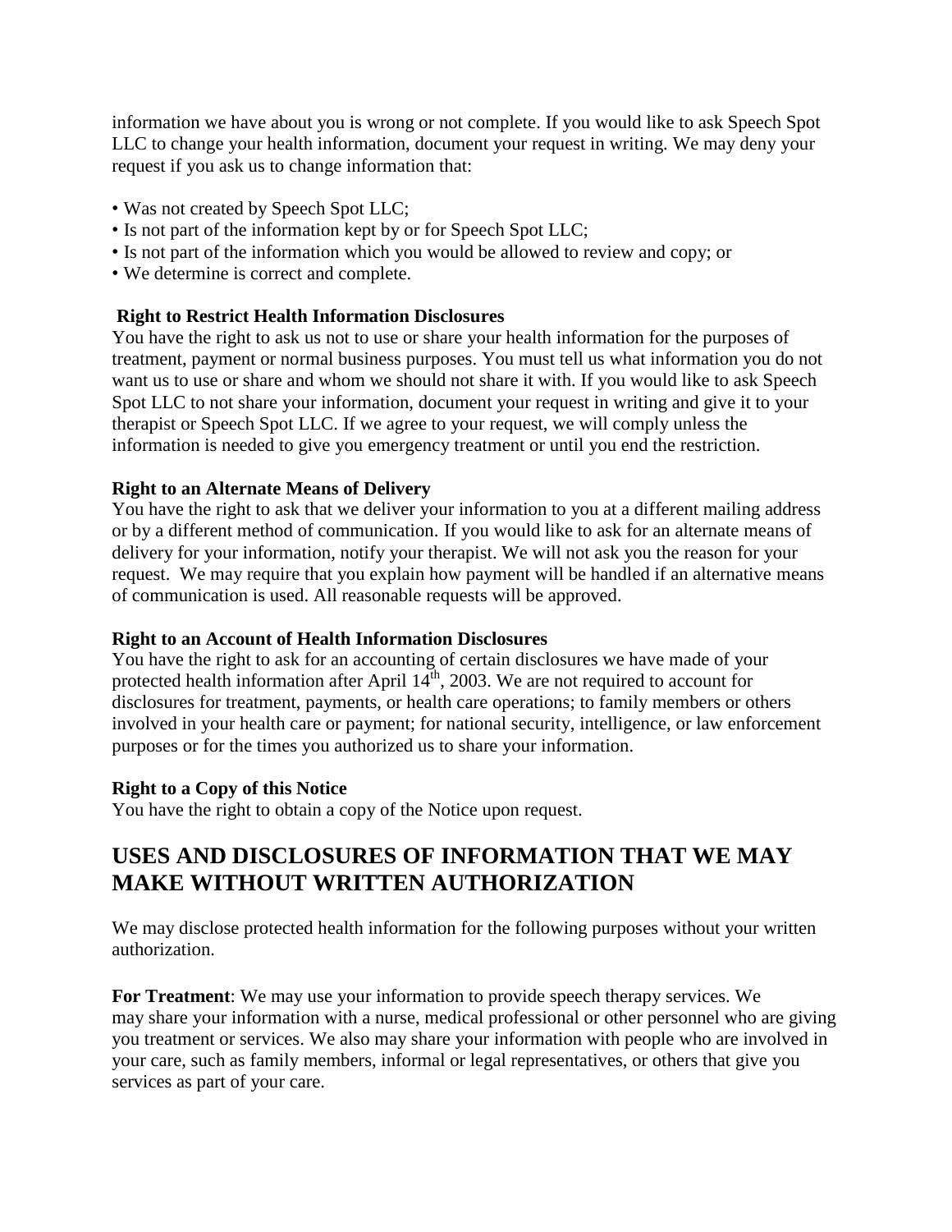information we have about you is wrong or not complete. If you would like to ask Speech Spot LLC to change your health information, document your request in writing. We may deny your request if you ask us to change information that:

- Was not created by Speech Spot LLC;
- Is not part of the information kept by or for Speech Spot LLC;
- Is not part of the information which you would be allowed to review and copy; or
- We determine is correct and complete.

**Right to Restrict Health Information Disclosures**

You have the right to ask us not to use or share your health information for the purposes of treatment, payment or normal business purposes. You must tell us what information you do not want us to use or share and whom we should not share it with. If you would like to ask Speech Spot LLC to not share your information, document your request in writing and give it to your therapist or Speech Spot LLC. If we agree to your request, we will comply unless the information is needed to give you emergency treatment or until you end the restriction.

**Right to an Alternate Means of Delivery**

You have the right to ask that we deliver your information to you at a different mailing address or by a different method of communication. If you would like to ask for an alternate means of delivery for your information, notify your therapist. We will not ask you the reason for your request. We may require that you explain how payment will be handled if an alternative means of communication is used. All reasonable requests will be approved.

**Right to an Account of Health Information Disclosures**

You have the right to ask for an accounting of certain disclosures we have made of your protected health information after April 14th, 2003. We are not required to account for disclosures for treatment, payments, or health care operations; to family members or others involved in your health care or payment; for national security, intelligence, or law enforcement purposes or for the times you authorized us to share your information.

**Right to a Copy of this Notice**

You have the right to obtain a copy of the Notice upon request.

## USES AND DISCLOSURES OF INFORMATION THAT WE MAY MAKE WITHOUT WRITTEN AUTHORIZATION

We may disclose protected health information for the following purposes without your written authorization.

**For Treatment**: We may use your information to provide speech therapy services. We may share your information with a nurse, medical professional or other personnel who are giving you treatment or services. We also may share your information with people who are involved in your care, such as family members, informal or legal representatives, or others that give you services as part of your care.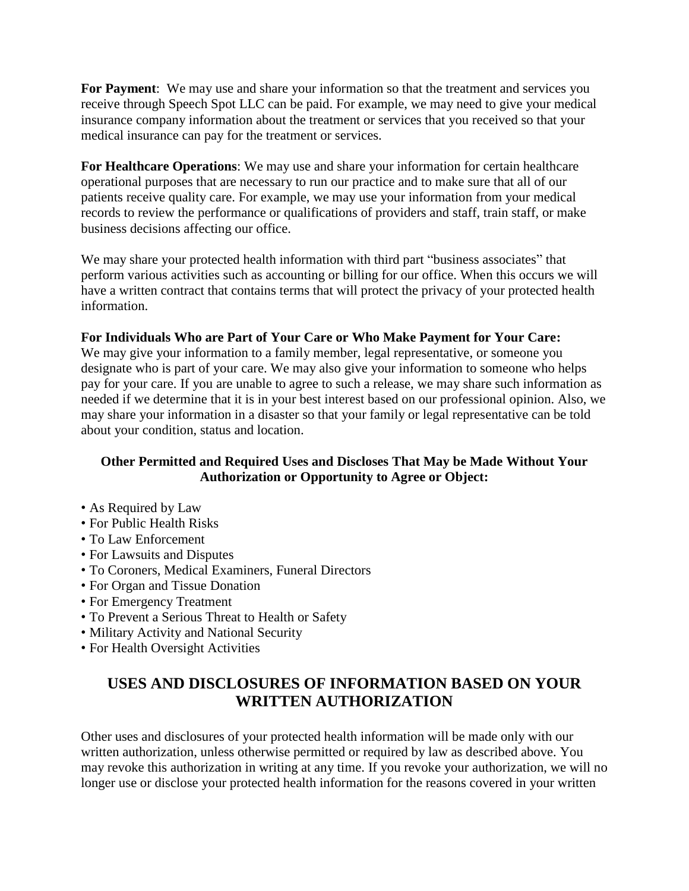**For Payment**: We may use and share your information so that the treatment and services you receive through Speech Spot LLC can be paid. For example, we may need to give your medical insurance company information about the treatment or services that you received so that your medical insurance can pay for the treatment or services.

**For Healthcare Operations**: We may use and share your information for certain healthcare operational purposes that are necessary to run our practice and to make sure that all of our patients receive quality care. For example, we may use your information from your medical records to review the performance or qualifications of providers and staff, train staff, or make business decisions affecting our office.

We may share your protected health information with third part "business associates" that perform various activities such as accounting or billing for our office. When this occurs we will have a written contract that contains terms that will protect the privacy of your protected health information.

**For Individuals Who are Part of Your Care or Who Make Payment for Your Care:**
We may give your information to a family member, legal representative, or someone you designate who is part of your care. We may also give your information to someone who helps pay for your care. If you are unable to agree to such a release, we may share such information as needed if we determine that it is in your best interest based on our professional opinion. Also, we may share your information in a disaster so that your family or legal representative can be told about your condition, status and location.

**Other Permitted and Required Uses and Discloses That May be Made Without Your Authorization or Opportunity to Agree or Object:**

- As Required by Law
- For Public Health Risks
- To Law Enforcement
- For Lawsuits and Disputes
- To Coroners, Medical Examiners, Funeral Directors
- For Organ and Tissue Donation
- For Emergency Treatment
- To Prevent a Serious Threat to Health or Safety
- Military Activity and National Security
- For Health Oversight Activities

## USES AND DISCLOSURES OF INFORMATION BASED ON YOUR WRITTEN AUTHORIZATION

Other uses and disclosures of your protected health information will be made only with our written authorization, unless otherwise permitted or required by law as described above. You may revoke this authorization in writing at any time. If you revoke your authorization, we will no longer use or disclose your protected health information for the reasons covered in your written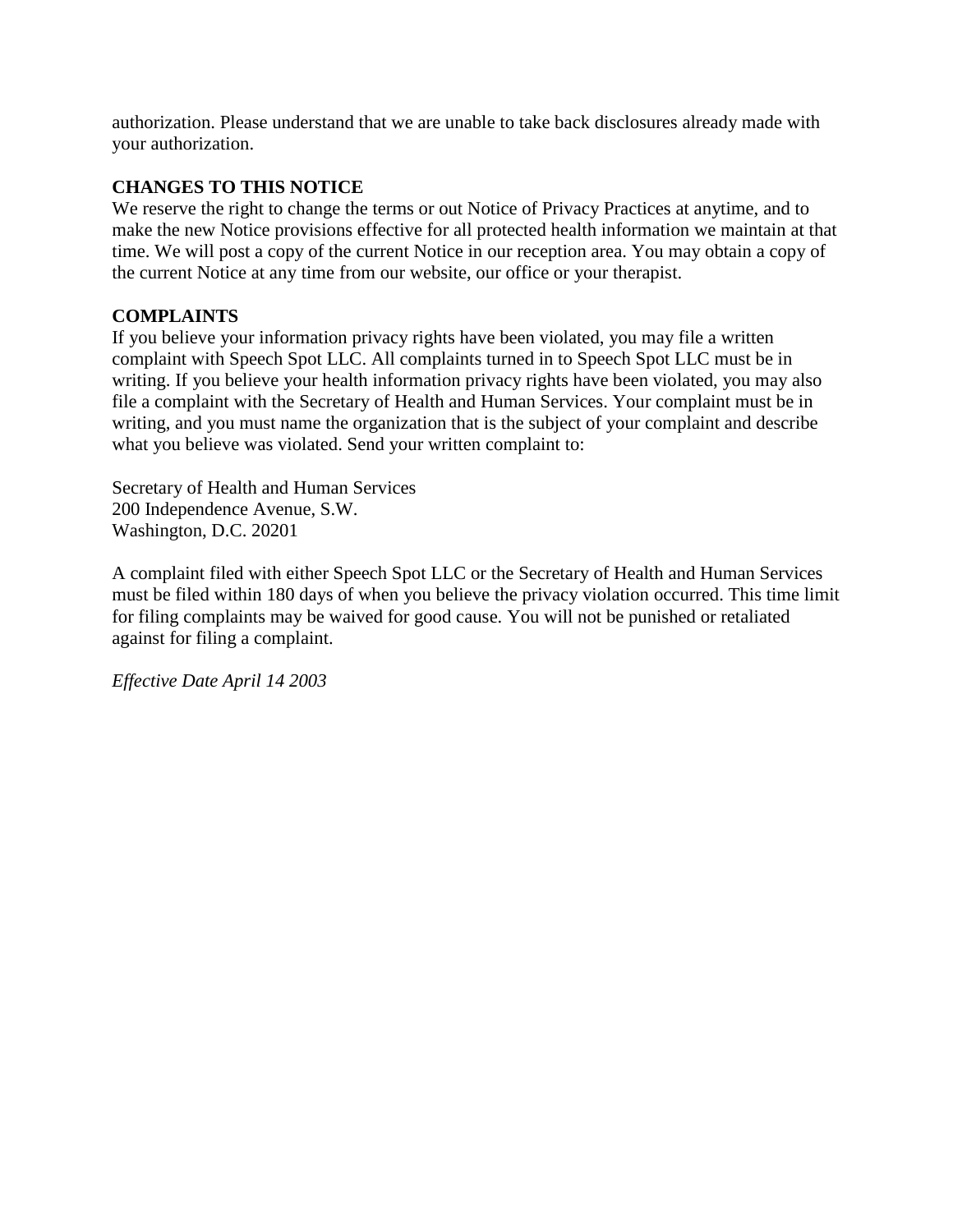authorization. Please understand that we are unable to take back disclosures already made with your authorization.

**CHANGES TO THIS NOTICE**

We reserve the right to change the terms or out Notice of Privacy Practices at anytime, and to make the new Notice provisions effective for all protected health information we maintain at that time. We will post a copy of the current Notice in our reception area. You may obtain a copy of the current Notice at any time from our website, our office or your therapist.

**COMPLAINTS**

If you believe your information privacy rights have been violated, you may file a written complaint with Speech Spot LLC. All complaints turned in to Speech Spot LLC must be in writing. If you believe your health information privacy rights have been violated, you may also file a complaint with the Secretary of Health and Human Services. Your complaint must be in writing, and you must name the organization that is the subject of your complaint and describe what you believe was violated. Send your written complaint to:

Secretary of Health and Human Services
200 Independence Avenue, S.W.
Washington, D.C. 20201

A complaint filed with either Speech Spot LLC or the Secretary of Health and Human Services must be filed within 180 days of when you believe the privacy violation occurred. This time limit for filing complaints may be waived for good cause. You will not be punished or retaliated against for filing a complaint.

*Effective Date April 14 2003*